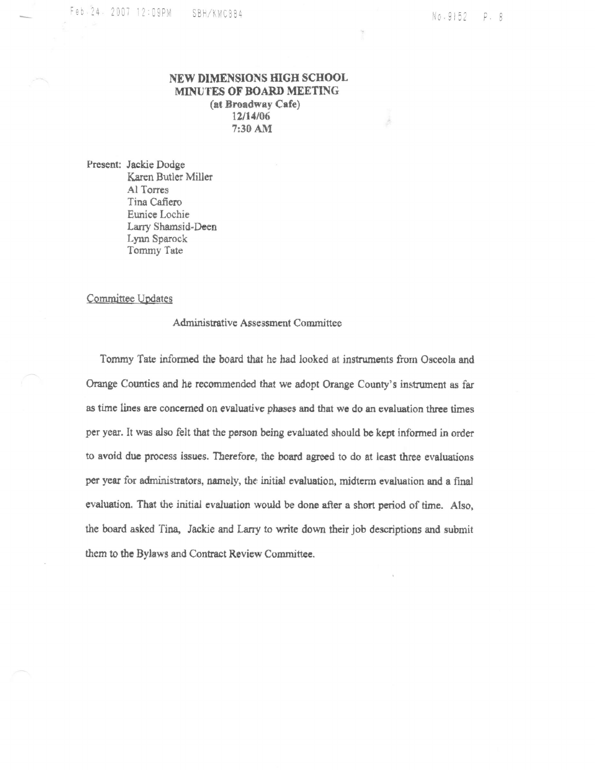# NEW DIMENSIONS HIGH SCHOOL
## MINUTES OF BOARD MEETING
**(at Broadway Cafe)**
**12/14/06**
**7:30 AM**

Present: Jackie Dodge
Karen Butler Miller
Al Torres
Tina Cafiero
Eunice Lochie
Larry Shamsid-Deen
Lynn Sparock
Tommy Tate

Committee Updates

Administrative Assessment Committee

Tommy Tate informed the board that he had looked at instruments from Osceola and Orange Counties and he recommended that we adopt Orange County's instrument as far as time lines are concerned on evaluative phases and that we do an evaluation three times per year. It was also felt that the person being evaluated should be kept informed in order to avoid due process issues. Therefore, the board agreed to do at least three evaluations per year for administrators, namely, the initial evaluation, midterm evaluation and a final evaluation. That the initial evaluation would be done after a short period of time. Also, the board asked Tina, Jackie and Larry to write down their job descriptions and submit them to the Bylaws and Contract Review Committee.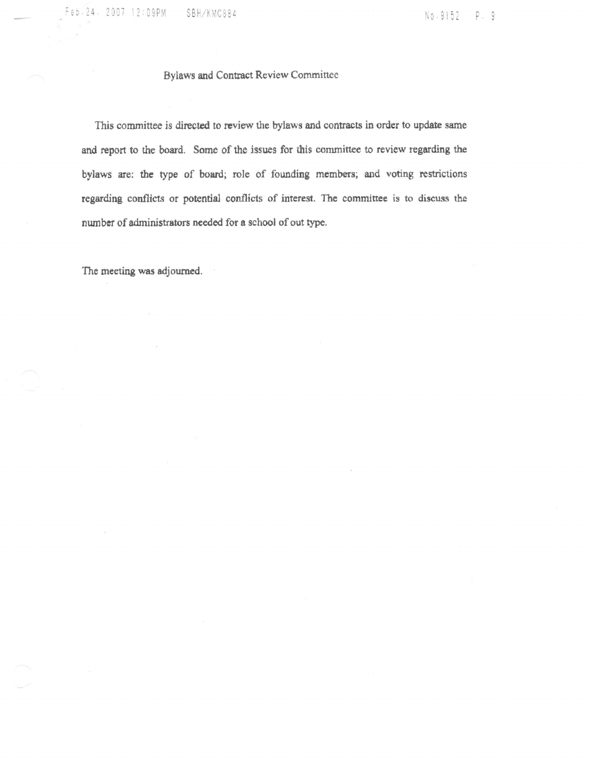## Bylaws and Contract Review Committee

This committee is directed to review the bylaws and contracts in order to update same and report to the board. Some of the issues for this committee to review regarding the bylaws are: the type of board; role of founding members; and voting restrictions regarding conflicts or potential conflicts of interest. The committee is to discuss the number of administrators needed for a school of out type.

The meeting was adjourned.